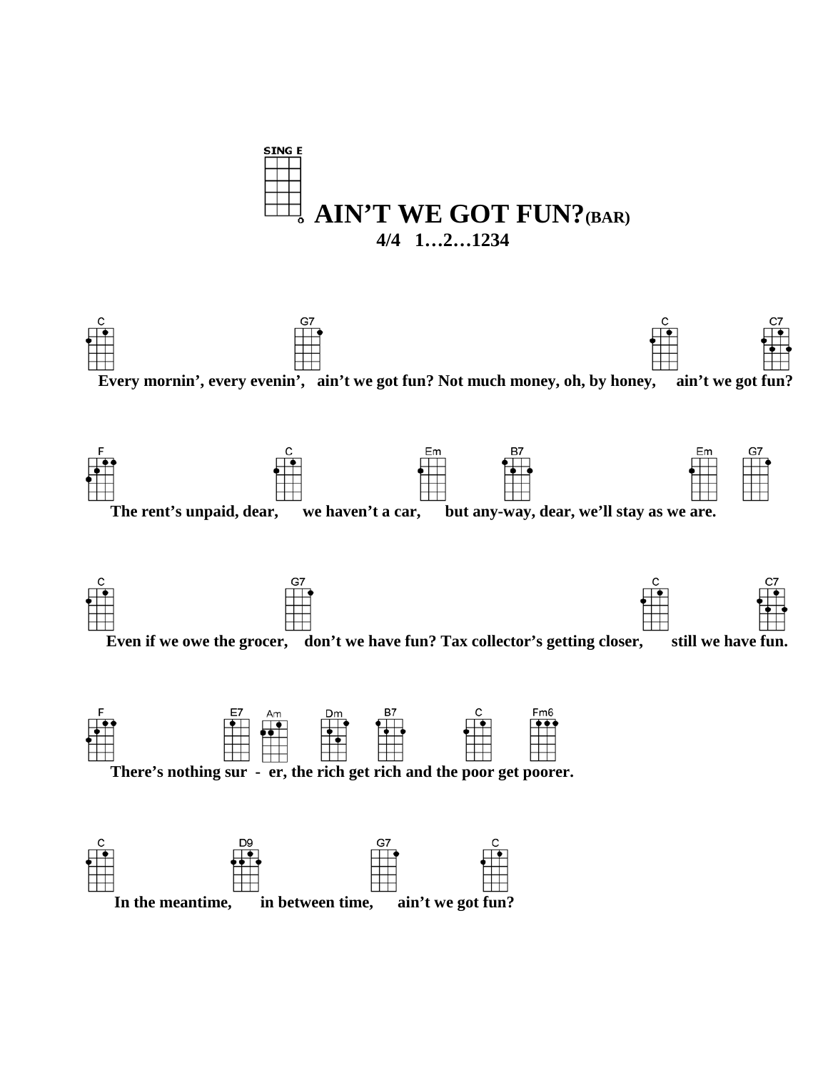SING E

# AIN'T WE GOT FUN?(BAR)

**4/4 1…2…1234**

```
C                            G7                                                           C              C7
Every mornin', every evenin',   ain't we got fun? Not much money, oh, by honey,     ain't we got fun?

F                            C                    Em            B7                   Em      G7
The rent's unpaid, dear,      we haven't a car,      but any-way, dear, we'll stay as we are.

C                             G7                                                          C                  C7
Even if we owe the grocer,    don't we have fun? Tax collector's getting closer,       still we have fun.

F                   E7   Am      Dm     B7          C       Fm6
There's nothing sur  -  er, the rich get rich and the poor get poorer.

C                    D9                G7            C
In the meantime,       in between time,      ain't we got fun?
```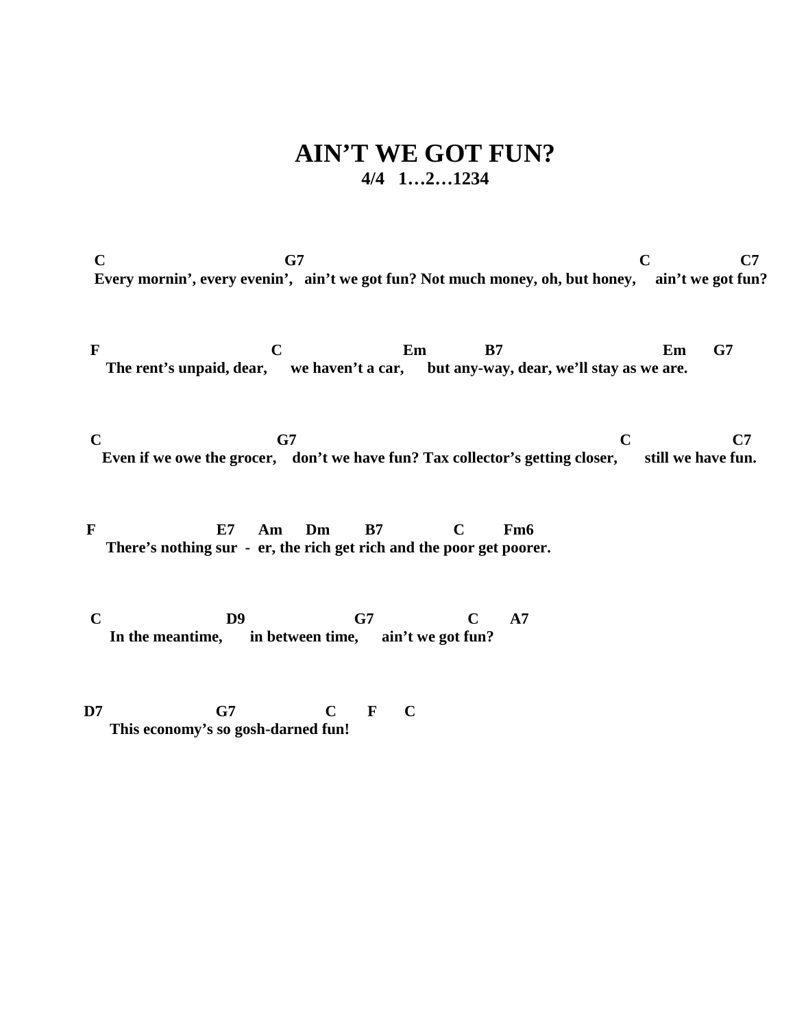# AIN'T WE GOT FUN?

**4/4 1…2…1234**

```
 C                              G7                                                        C                C7
 Every mornin', every evenin',   ain't we got fun? Not much money, oh, but honey,     ain't we got fun?

 F                             C                     Em          B7                        Em      G7
   The rent's unpaid, dear,      we haven't a car,      but any-way, dear, we'll stay as we are.

 C                              G7                                                     C                 C7
   Even if we owe the grocer,    don't we have fun? Tax collector's getting closer,       still we have fun.

 F                     E7     Am     Dm       B7            C        Fm6
   There's nothing sur  -  er, the rich get rich and the poor get poorer.

 C                      D9                     G7                 C       A7
   In the meantime,       in between time,      ain't we got fun?

 D7                    G7                  C       F      C
   This economy's so gosh-darned fun!
```